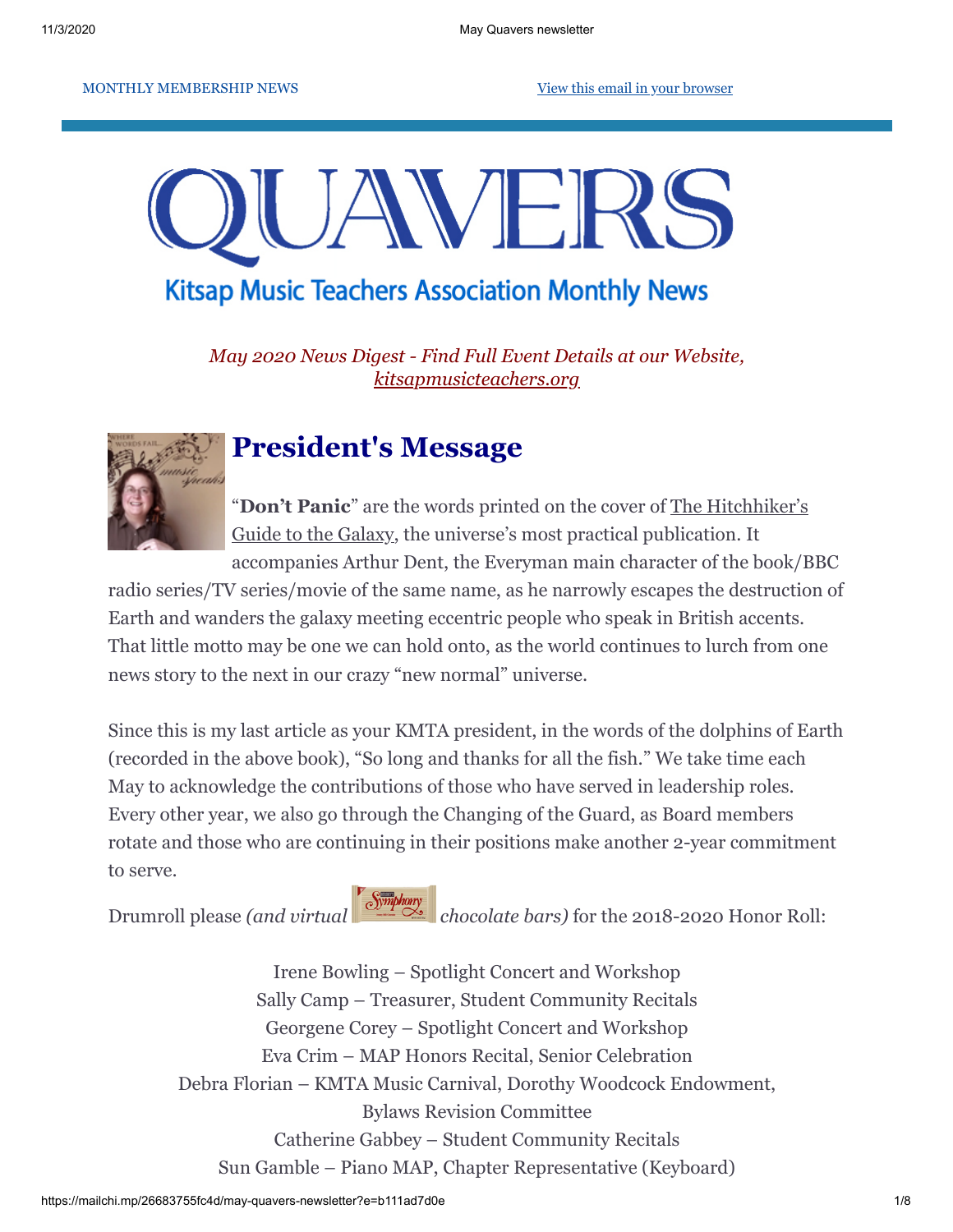MONTHLY MEMBERSHIP NEWS

View this email in your browser

# QUAVERS

## Kitsap Music Teachers Association Monthly News

*May 2020 News Digest - Find Full Event Details at our Website, kitsapmusicteachers.org*

## President's Message

“**Don’t Panic**” are the words printed on the cover of The Hitchhiker’s Guide to the Galaxy, the universe’s most practical publication. It accompanies Arthur Dent, the Everyman main character of the book/BBC radio series/TV series/movie of the same name, as he narrowly escapes the destruction of Earth and wanders the galaxy meeting eccentric people who speak in British accents. That little motto may be one we can hold onto, as the world continues to lurch from one news story to the next in our crazy “new normal” universe.

Since this is my last article as your KMTA president, in the words of the dolphins of Earth (recorded in the above book), “So long and thanks for all the fish.” We take time each May to acknowledge the contributions of those who have served in leadership roles. Every other year, we also go through the Changing of the Guard, as Board members rotate and those who are continuing in their positions make another 2-year commitment to serve.

Drumroll please *(and virtual chocolate bars)* for the 2018-2020 Honor Roll:

Irene Bowling – Spotlight Concert and Workshop
Sally Camp – Treasurer, Student Community Recitals
Georgene Corey – Spotlight Concert and Workshop
Eva Crim – MAP Honors Recital, Senior Celebration
Debra Florian – KMTA Music Carnival, Dorothy Woodcock Endowment, Bylaws Revision Committee
Catherine Gabbey – Student Community Recitals
Sun Gamble – Piano MAP, Chapter Representative (Keyboard)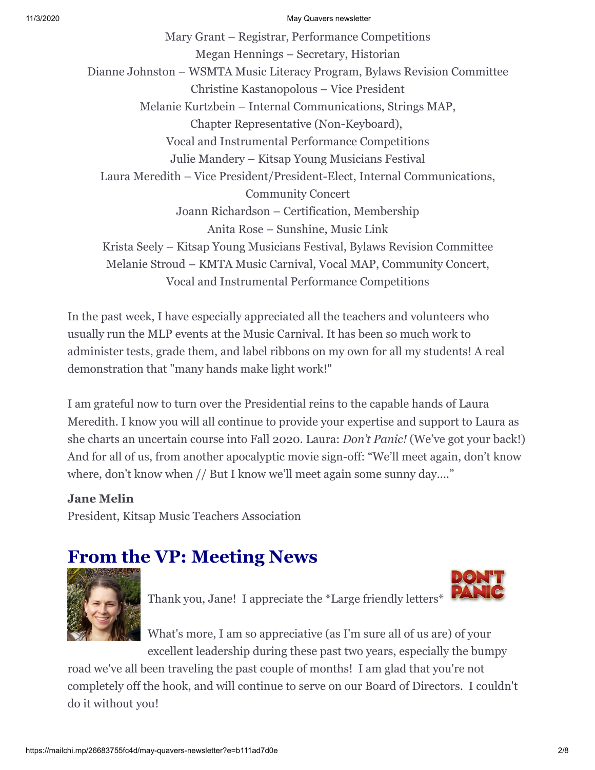Mary Grant – Registrar, Performance Competitions
Megan Hennings – Secretary, Historian
Dianne Johnston – WSMTA Music Literacy Program, Bylaws Revision Committee
Christine Kastanopolous – Vice President
Melanie Kurtzbein – Internal Communications, Strings MAP,
Chapter Representative (Non-Keyboard),
Vocal and Instrumental Performance Competitions
Julie Mandery – Kitsap Young Musicians Festival
Laura Meredith – Vice President/President-Elect, Internal Communications,
Community Concert
Joann Richardson – Certification, Membership
Anita Rose – Sunshine, Music Link
Krista Seely – Kitsap Young Musicians Festival, Bylaws Revision Committee
Melanie Stroud – KMTA Music Carnival, Vocal MAP, Community Concert,
Vocal and Instrumental Performance Competitions

In the past week, I have especially appreciated all the teachers and volunteers who usually run the MLP events at the Music Carnival. It has been so much work to administer tests, grade them, and label ribbons on my own for all my students! A real demonstration that "many hands make light work!"

I am grateful now to turn over the Presidential reins to the capable hands of Laura Meredith. I know you will all continue to provide your expertise and support to Laura as she charts an uncertain course into Fall 2020. Laura: *Don't Panic!* (We've got your back!) And for all of us, from another apocalyptic movie sign-off: "We'll meet again, don't know where, don't know when // But I know we'll meet again some sunny day...."

**Jane Melin**
President, Kitsap Music Teachers Association

## From the VP: Meeting News

Thank you, Jane! I appreciate the *Large friendly letters*

What's more, I am so appreciative (as I'm sure all of us are) of your excellent leadership during these past two years, especially the bumpy road we've all been traveling the past couple of months! I am glad that you're not completely off the hook, and will continue to serve on our Board of Directors. I couldn't do it without you!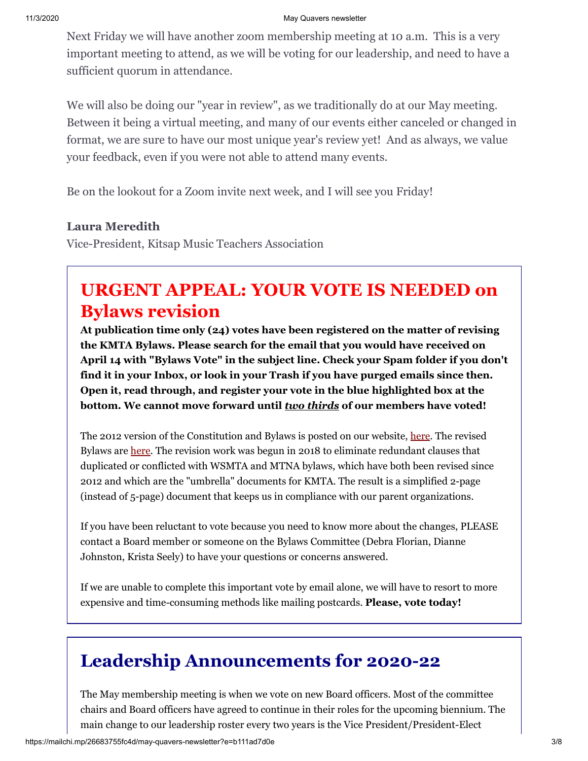Next Friday we will have another zoom membership meeting at 10 a.m.  This is a very important meeting to attend, as we will be voting for our leadership, and need to have a sufficient quorum in attendance.

We will also be doing our "year in review", as we traditionally do at our May meeting. Between it being a virtual meeting, and many of our events either canceled or changed in format, we are sure to have our most unique year's review yet!  And as always, we value your feedback, even if you were not able to attend many events.

Be on the lookout for a Zoom invite next week, and I will see you Friday!

**Laura Meredith**
Vice-President, Kitsap Music Teachers Association

## URGENT APPEAL: YOUR VOTE IS NEEDED on Bylaws revision

**At publication time only (24) votes have been registered on the matter of revising the KMTA Bylaws. Please search for the email that you would have received on April 14 with "Bylaws Vote" in the subject line. Check your Spam folder if you don't find it in your Inbox, or look in your Trash if you have purged emails since then. Open it, read through, and register your vote in the blue highlighted box at the bottom. We cannot move forward until *two thirds* of our members have voted!**

The 2012 version of the Constitution and Bylaws is posted on our website, here. The revised Bylaws are here. The revision work was begun in 2018 to eliminate redundant clauses that duplicated or conflicted with WSMTA and MTNA bylaws, which have both been revised since 2012 and which are the "umbrella" documents for KMTA. The result is a simplified 2-page (instead of 5-page) document that keeps us in compliance with our parent organizations.

If you have been reluctant to vote because you need to know more about the changes, PLEASE contact a Board member or someone on the Bylaws Committee (Debra Florian, Dianne Johnston, Krista Seely) to have your questions or concerns answered.

If we are unable to complete this important vote by email alone, we will have to resort to more expensive and time-consuming methods like mailing postcards. **Please, vote today!**

## Leadership Announcements for 2020-22

The May membership meeting is when we vote on new Board officers. Most of the committee chairs and Board officers have agreed to continue in their roles for the upcoming biennium. The main change to our leadership roster every two years is the Vice President/President-Elect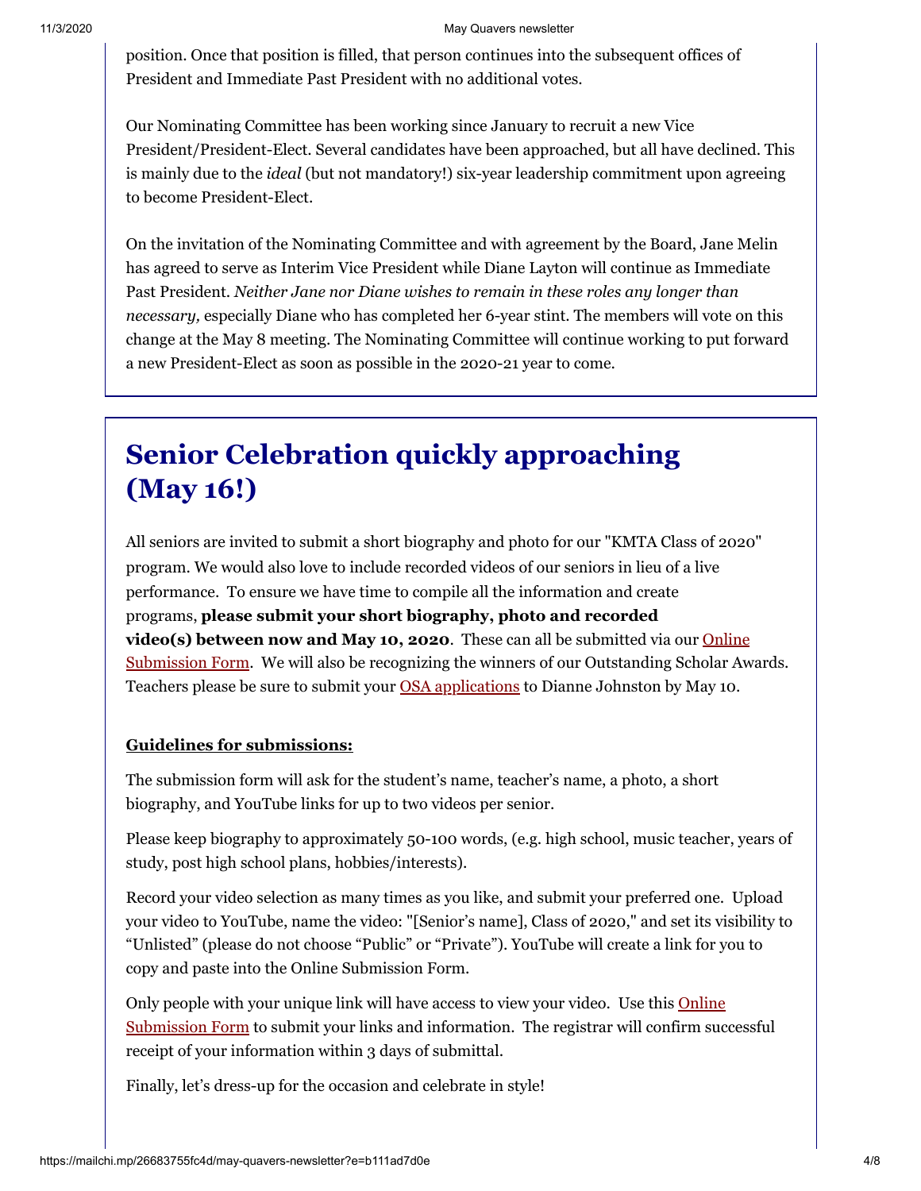position. Once that position is filled, that person continues into the subsequent offices of President and Immediate Past President with no additional votes.

Our Nominating Committee has been working since January to recruit a new Vice President/President-Elect. Several candidates have been approached, but all have declined. This is mainly due to the *ideal* (but not mandatory!) six-year leadership commitment upon agreeing to become President-Elect.

On the invitation of the Nominating Committee and with agreement by the Board, Jane Melin has agreed to serve as Interim Vice President while Diane Layton will continue as Immediate Past President. *Neither Jane nor Diane wishes to remain in these roles any longer than necessary,* especially Diane who has completed her 6-year stint. The members will vote on this change at the May 8 meeting. The Nominating Committee will continue working to put forward a new President-Elect as soon as possible in the 2020-21 year to come.

# Senior Celebration quickly approaching (May 16!)

All seniors are invited to submit a short biography and photo for our "KMTA Class of 2020" program. We would also love to include recorded videos of our seniors in lieu of a live performance. To ensure we have time to compile all the information and create programs, **please submit your short biography, photo and recorded video(s) between now and May 10, 2020**. These can all be submitted via our Online Submission Form. We will also be recognizing the winners of our Outstanding Scholar Awards. Teachers please be sure to submit your OSA applications to Dianne Johnston by May 10.

**Guidelines for submissions:**

The submission form will ask for the student's name, teacher's name, a photo, a short biography, and YouTube links for up to two videos per senior.

Please keep biography to approximately 50-100 words, (e.g. high school, music teacher, years of study, post high school plans, hobbies/interests).

Record your video selection as many times as you like, and submit your preferred one. Upload your video to YouTube, name the video: "[Senior's name], Class of 2020," and set its visibility to "Unlisted" (please do not choose "Public" or "Private"). YouTube will create a link for you to copy and paste into the Online Submission Form.

Only people with your unique link will have access to view your video. Use this Online Submission Form to submit your links and information. The registrar will confirm successful receipt of your information within 3 days of submittal.

Finally, let's dress-up for the occasion and celebrate in style!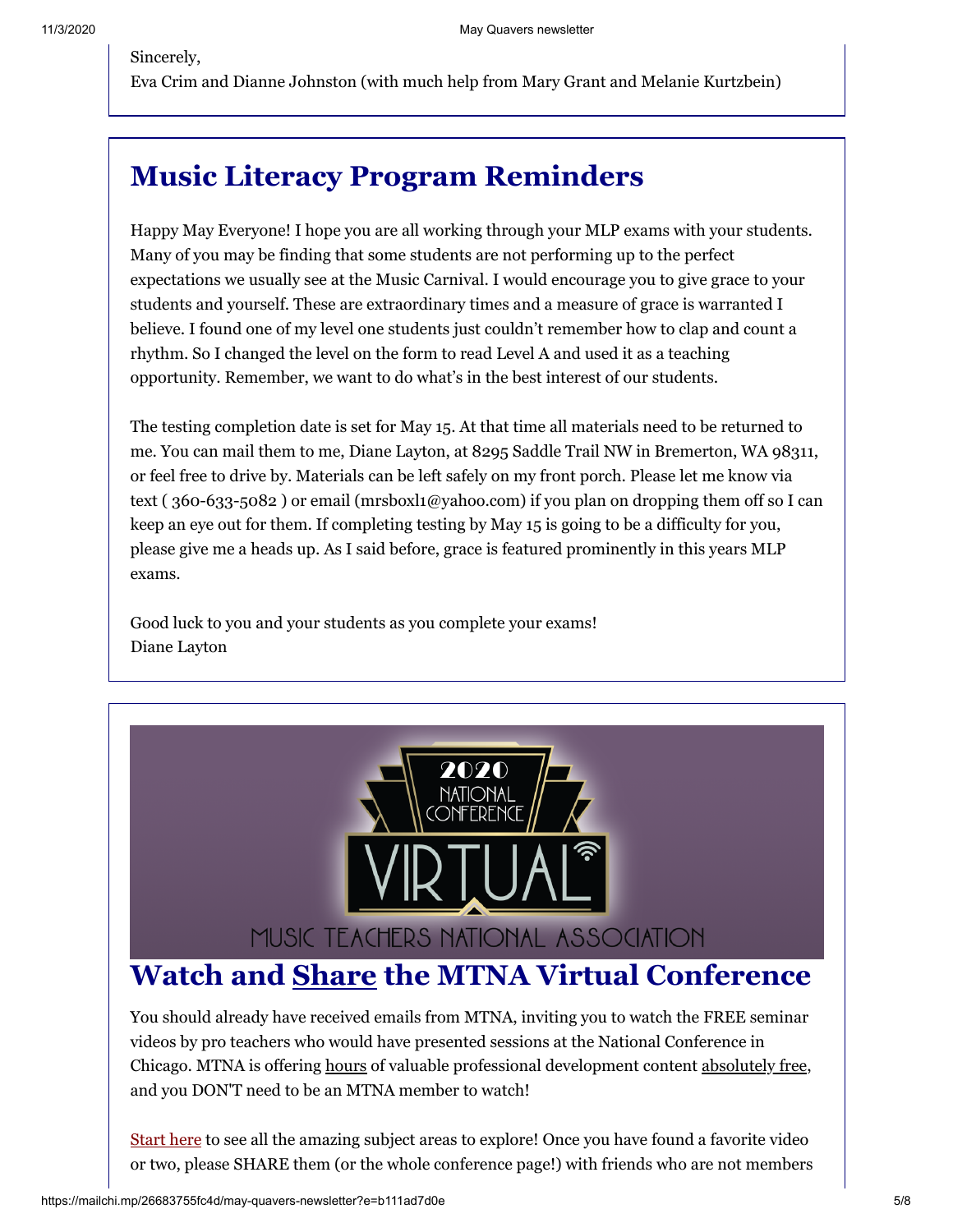Sincerely,
Eva Crim and Dianne Johnston (with much help from Mary Grant and Melanie Kurtzbein)

# Music Literacy Program Reminders

Happy May Everyone! I hope you are all working through your MLP exams with your students. Many of you may be finding that some students are not performing up to the perfect expectations we usually see at the Music Carnival. I would encourage you to give grace to your students and yourself. These are extraordinary times and a measure of grace is warranted I believe. I found one of my level one students just couldn't remember how to clap and count a rhythm. So I changed the level on the form to read Level A and used it as a teaching opportunity. Remember, we want to do what's in the best interest of our students.

The testing completion date is set for May 15. At that time all materials need to be returned to me. You can mail them to me, Diane Layton, at 8295 Saddle Trail NW in Bremerton, WA 98311, or feel free to drive by. Materials can be left safely on my front porch. Please let me know via text ( 360-633-5082 ) or email (mrsboxl1@yahoo.com) if you plan on dropping them off so I can keep an eye out for them. If completing testing by May 15 is going to be a difficulty for you, please give me a heads up. As I said before, grace is featured prominently in this years MLP exams.

Good luck to you and your students as you complete your exams!
Diane Layton

2020 NATIONAL CONFERENCE VIRTUAL MUSIC TEACHERS NATIONAL ASSOCIATION

# Watch and Share the MTNA Virtual Conference

You should already have received emails from MTNA, inviting you to watch the FREE seminar videos by pro teachers who would have presented sessions at the National Conference in Chicago. MTNA is offering hours of valuable professional development content absolutely free, and you DON'T need to be an MTNA member to watch!

Start here to see all the amazing subject areas to explore! Once you have found a favorite video or two, please SHARE them (or the whole conference page!) with friends who are not members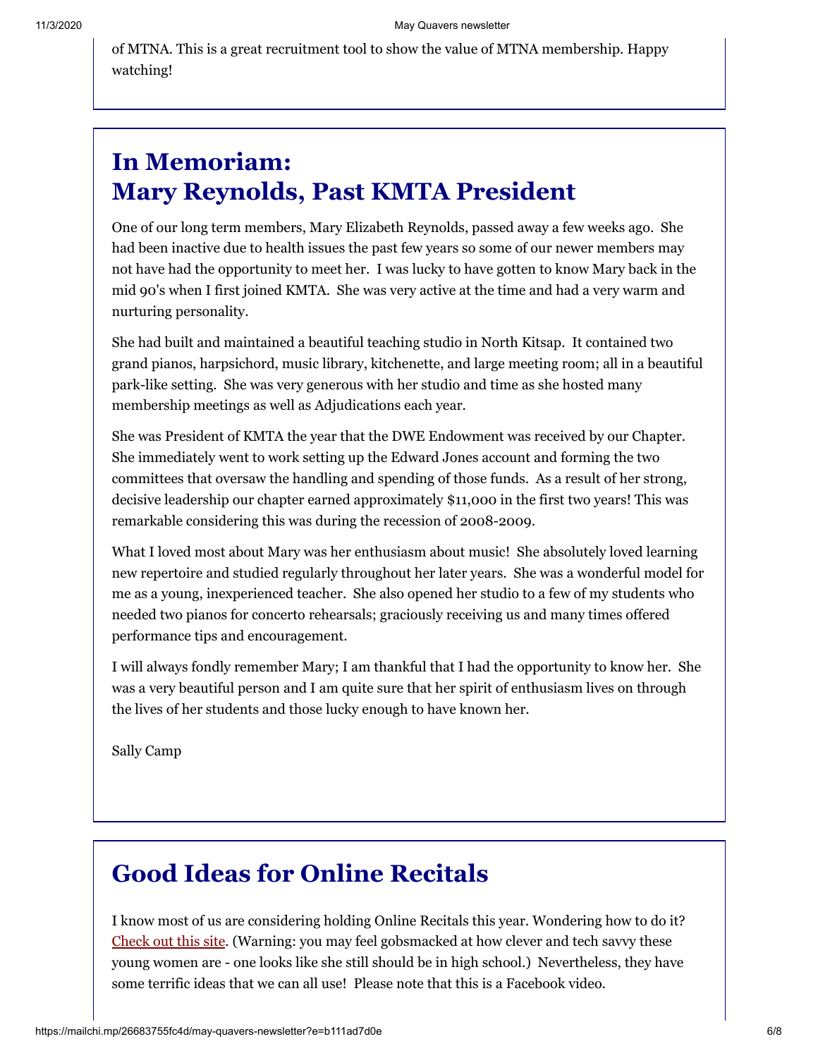of MTNA. This is a great recruitment tool to show the value of MTNA membership. Happy watching!

# In Memoriam:
# Mary Reynolds, Past KMTA President

One of our long term members, Mary Elizabeth Reynolds, passed away a few weeks ago. She had been inactive due to health issues the past few years so some of our newer members may not have had the opportunity to meet her. I was lucky to have gotten to know Mary back in the mid 90's when I first joined KMTA. She was very active at the time and had a very warm and nurturing personality.

She had built and maintained a beautiful teaching studio in North Kitsap. It contained two grand pianos, harpsichord, music library, kitchenette, and large meeting room; all in a beautiful park-like setting. She was very generous with her studio and time as she hosted many membership meetings as well as Adjudications each year.

She was President of KMTA the year that the DWE Endowment was received by our Chapter. She immediately went to work setting up the Edward Jones account and forming the two committees that oversaw the handling and spending of those funds. As a result of her strong, decisive leadership our chapter earned approximately $11,000 in the first two years! This was remarkable considering this was during the recession of 2008-2009.

What I loved most about Mary was her enthusiasm about music! She absolutely loved learning new repertoire and studied regularly throughout her later years. She was a wonderful model for me as a young, inexperienced teacher. She also opened her studio to a few of my students who needed two pianos for concerto rehearsals; graciously receiving us and many times offered performance tips and encouragement.

I will always fondly remember Mary; I am thankful that I had the opportunity to know her. She was a very beautiful person and I am quite sure that her spirit of enthusiasm lives on through the lives of her students and those lucky enough to have known her.

Sally Camp

# Good Ideas for Online Recitals

I know most of us are considering holding Online Recitals this year. Wondering how to do it? Check out this site. (Warning: you may feel gobsmacked at how clever and tech savvy these young women are - one looks like she still should be in high school.) Nevertheless, they have some terrific ideas that we can all use! Please note that this is a Facebook video.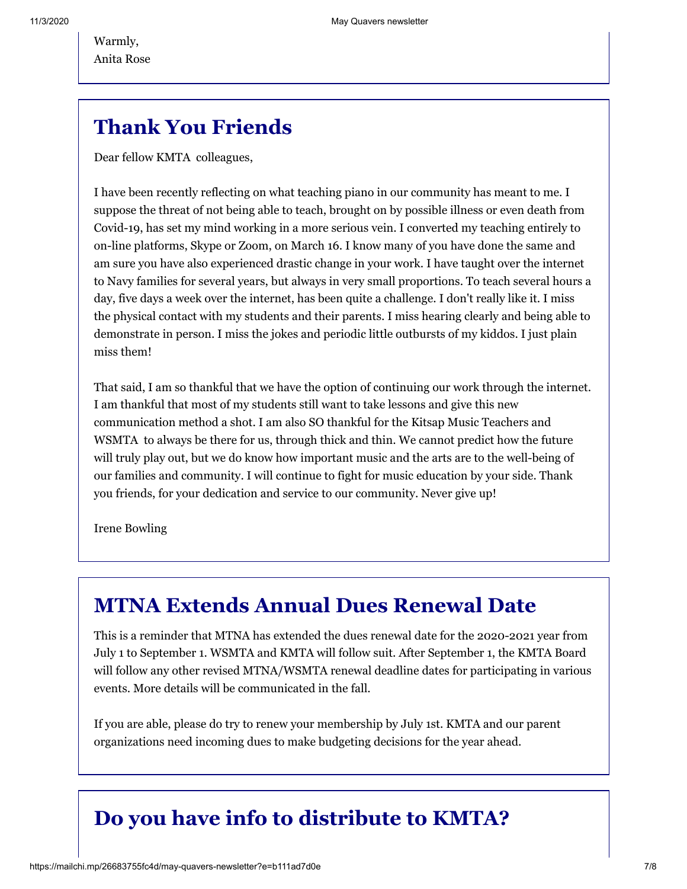Warmly,
Anita Rose

# Thank You Friends

Dear fellow KMTA colleagues,

I have been recently reflecting on what teaching piano in our community has meant to me. I suppose the threat of not being able to teach, brought on by possible illness or even death from Covid-19, has set my mind working in a more serious vein. I converted my teaching entirely to on-line platforms, Skype or Zoom, on March 16. I know many of you have done the same and am sure you have also experienced drastic change in your work. I have taught over the internet to Navy families for several years, but always in very small proportions. To teach several hours a day, five days a week over the internet, has been quite a challenge. I don't really like it. I miss the physical contact with my students and their parents. I miss hearing clearly and being able to demonstrate in person. I miss the jokes and periodic little outbursts of my kiddos. I just plain miss them!

That said, I am so thankful that we have the option of continuing our work through the internet. I am thankful that most of my students still want to take lessons and give this new communication method a shot. I am also SO thankful for the Kitsap Music Teachers and WSMTA to always be there for us, through thick and thin. We cannot predict how the future will truly play out, but we do know how important music and the arts are to the well-being of our families and community. I will continue to fight for music education by your side. Thank you friends, for your dedication and service to our community. Never give up!

Irene Bowling

# MTNA Extends Annual Dues Renewal Date

This is a reminder that MTNA has extended the dues renewal date for the 2020-2021 year from July 1 to September 1. WSMTA and KMTA will follow suit. After September 1, the KMTA Board will follow any other revised MTNA/WSMTA renewal deadline dates for participating in various events. More details will be communicated in the fall.

If you are able, please do try to renew your membership by July 1st. KMTA and our parent organizations need incoming dues to make budgeting decisions for the year ahead.

# Do you have info to distribute to KMTA?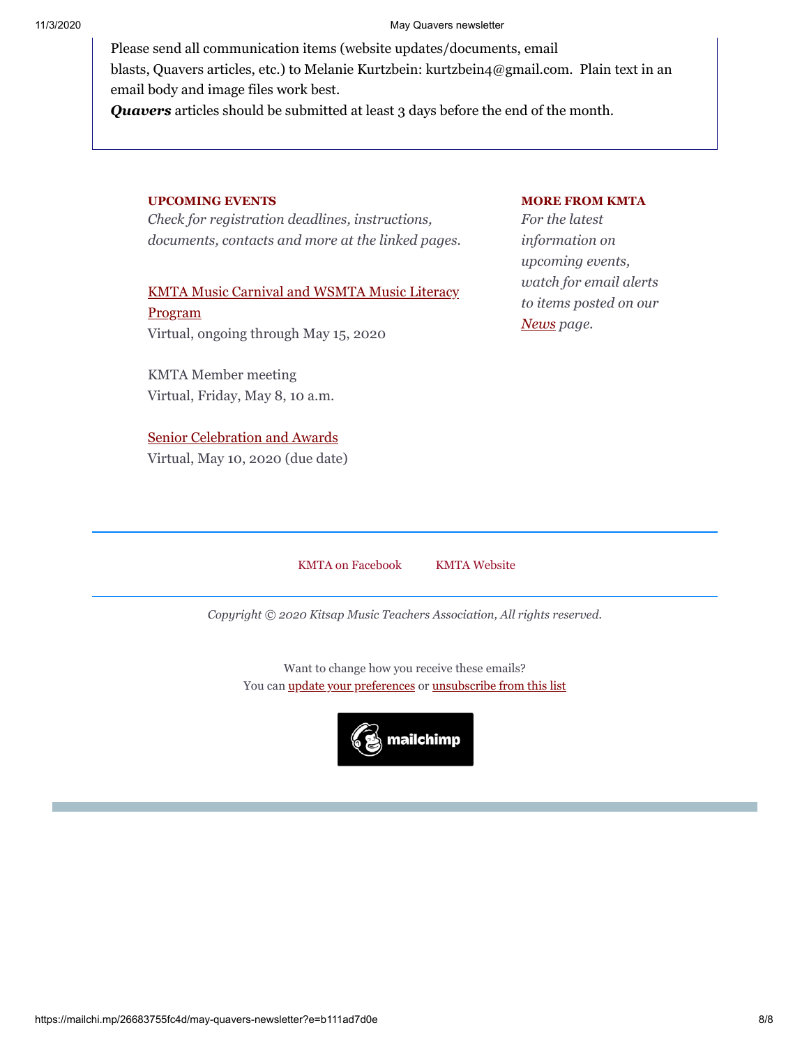Please send all communication items (website updates/documents, email blasts, Quavers articles, etc.) to Melanie Kurtzbein: kurtzbein4@gmail.com. Plain text in an email body and image files work best.

***Quavers*** articles should be submitted at least 3 days before the end of the month.

**UPCOMING EVENTS**

*Check for registration deadlines, instructions, documents, contacts and more at the linked pages.*

KMTA Music Carnival and WSMTA Music Literacy Program
Virtual, ongoing through May 15, 2020

KMTA Member meeting
Virtual, Friday, May 8, 10 a.m.

Senior Celebration and Awards
Virtual, May 10, 2020 (due date)

**MORE FROM KMTA**

*For the latest information on upcoming events, watch for email alerts to items posted on our News page.*

KMTA on Facebook KMTA Website

*Copyright © 2020 Kitsap Music Teachers Association, All rights reserved.*

Want to change how you receive these emails?
You can update your preferences or unsubscribe from this list